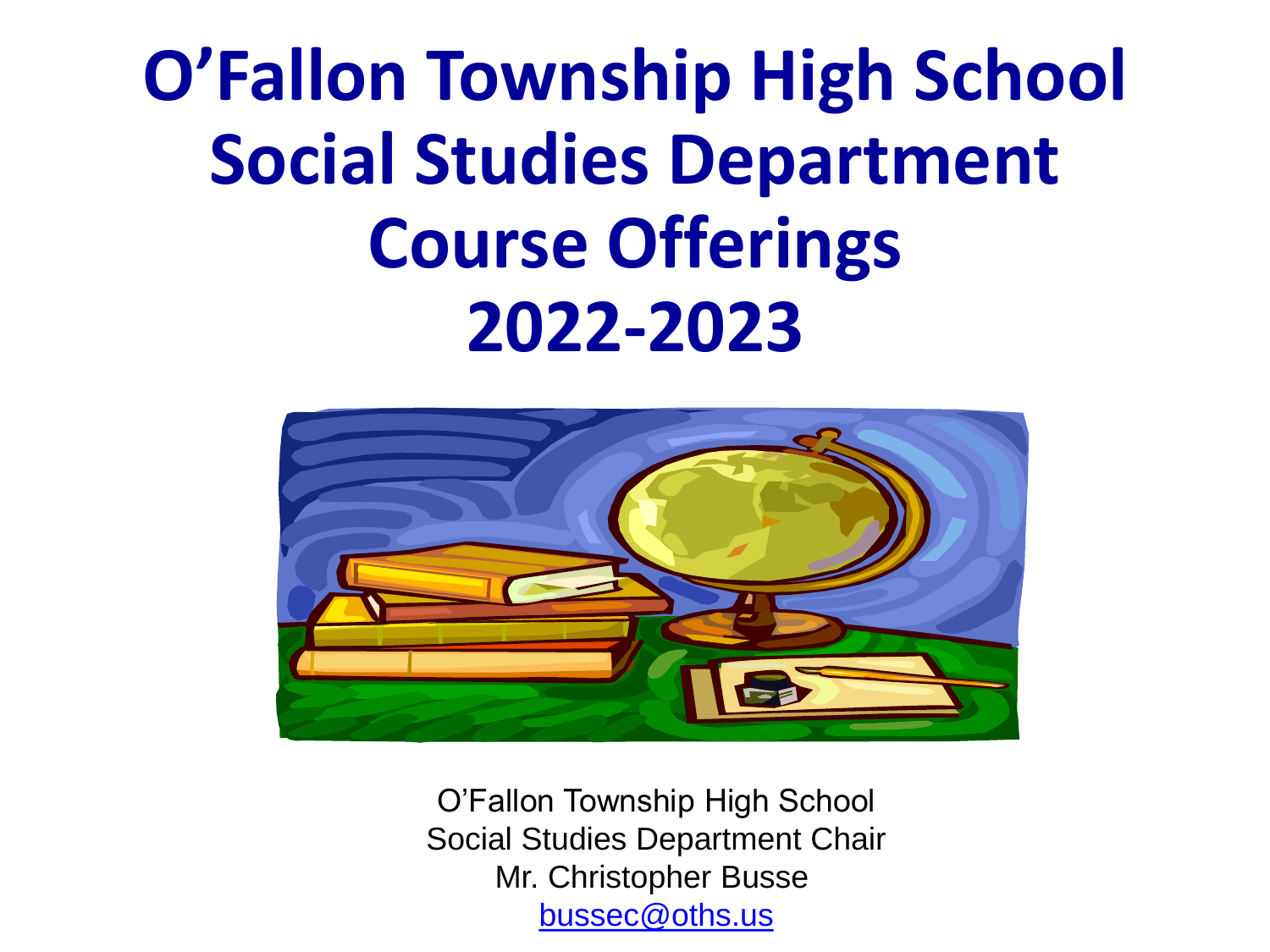# O'Fallon Township High School Social Studies Department Course Offerings 2022-2023

O'Fallon Township High School
Social Studies Department Chair
Mr. Christopher Busse
bussec@oths.us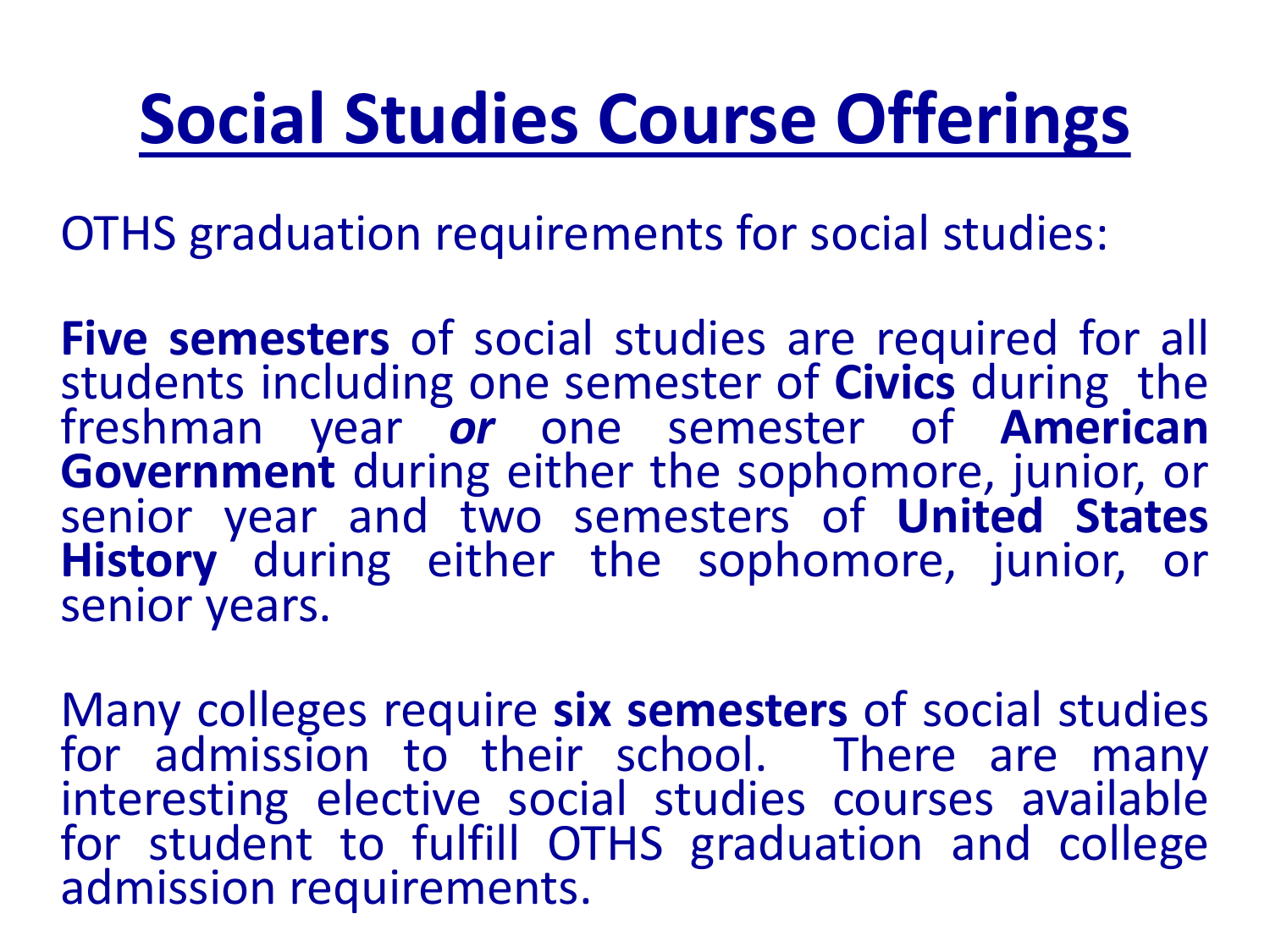# Social Studies Course Offerings

OTHS graduation requirements for social studies:

**Five semesters** of social studies are required for all students including one semester of **Civics** during the freshman year ***or*** one semester of **American Government** during either the sophomore, junior, or senior year and two semesters of **United States History** during either the sophomore, junior, or senior years.

Many colleges require **six semesters** of social studies for admission to their school. There are many interesting elective social studies courses available for student to fulfill OTHS graduation and college admission requirements.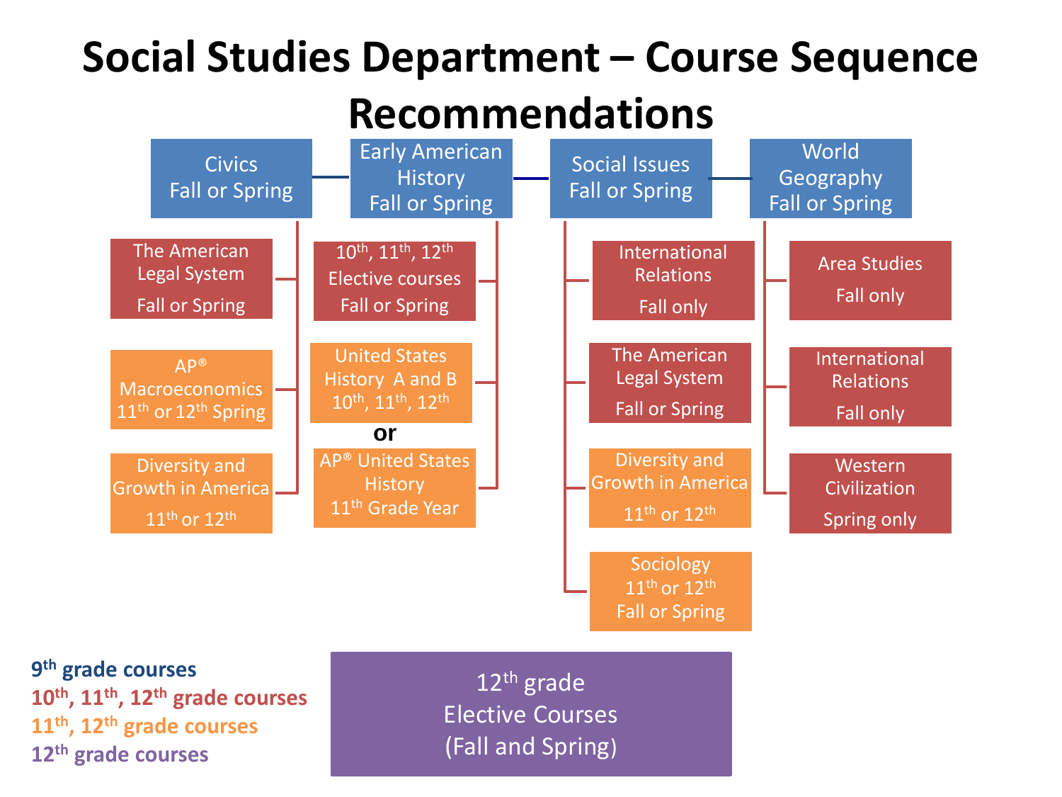# Social Studies Department – Course Sequence Recommendations

## Civics
Fall or Spring

- The American Legal System — Fall or Spring
- AP® Macroeconomics — 11th or 12th Spring
- Diversity and Growth in America — 11th or 12th

## Early American History
Fall or Spring

- 10th, 11th, 12th Elective courses — Fall or Spring
- United States History A and B — 10th, 11th, 12th

**or**

- AP® United States History — 11th Grade Year

## Social Issues
Fall or Spring

- International Relations — Fall only
- The American Legal System — Fall or Spring
- Diversity and Growth in America — 11th or 12th
- Sociology — 11th or 12th, Fall or Spring

## World Geography
Fall or Spring

- Area Studies — Fall only
- International Relations — Fall only
- Western Civilization — Spring only

## 12th grade Elective Courses
(Fall and Spring)

**Key:**

- 9th grade courses
- 10th, 11th, 12th grade courses
- 11th, 12th grade courses
- 12th grade courses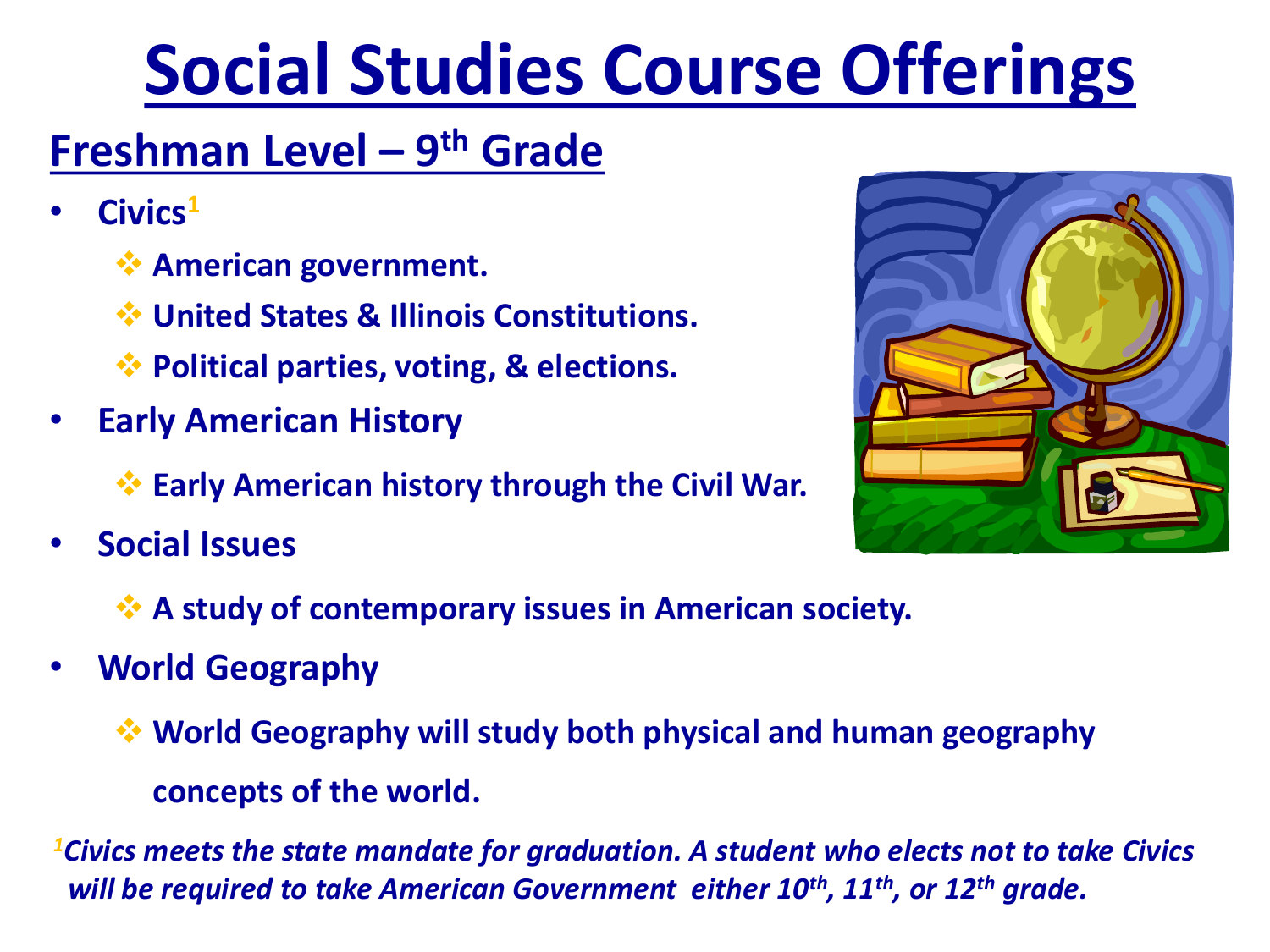# Social Studies Course Offerings

## Freshman Level – 9th Grade

- **Civics[1]**
  - **American government.**
  - **United States & Illinois Constitutions.**
  - **Political parties, voting, & elections.**
- **Early American History**
  - **Early American history through the Civil War.**
- **Social Issues**
  - **A study of contemporary issues in American society.**
- **World Geography**
  - **World Geography will study both physical and human geography concepts of the world.**

***[1]Civics meets the state mandate for graduation. A student who elects not to take Civics will be required to take American Government either 10th, 11th, or 12th grade.***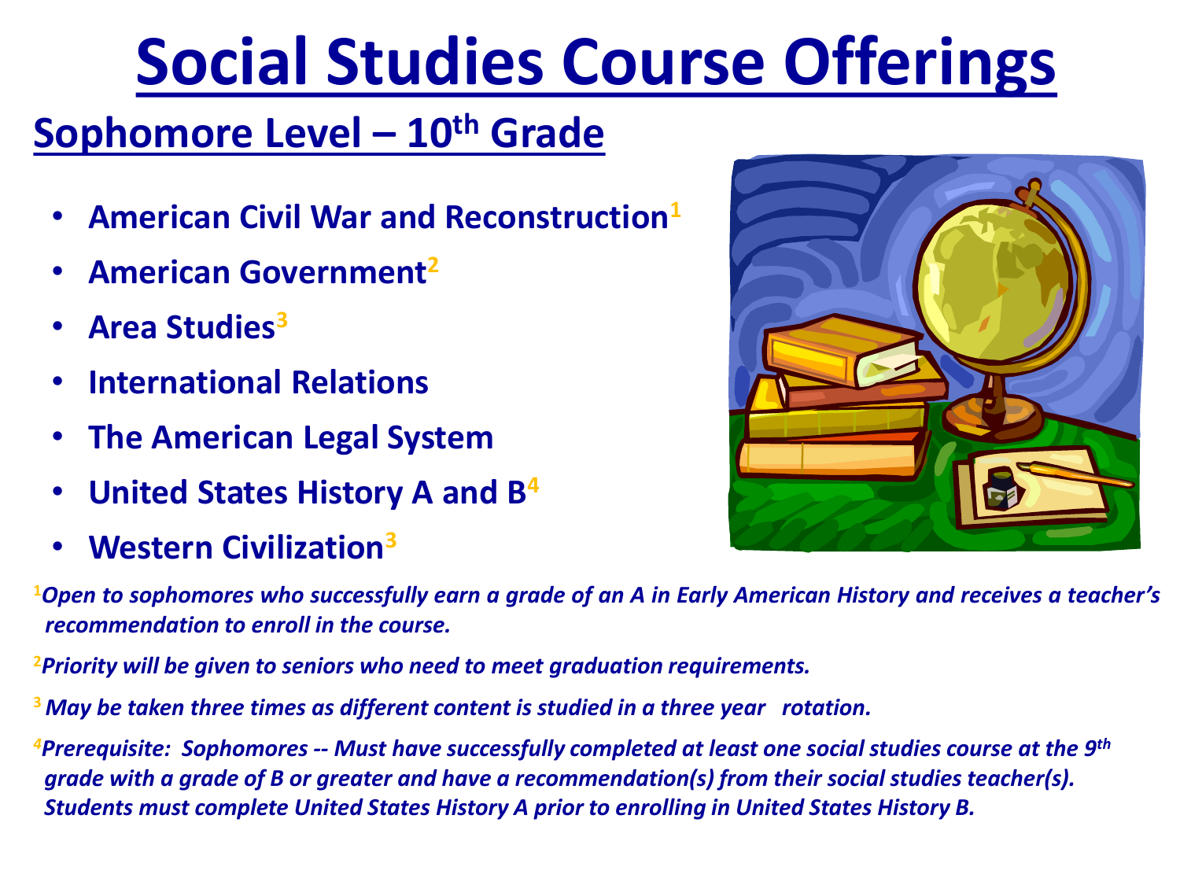# Social Studies Course Offerings

## Sophomore Level – 10th Grade

- **American Civil War and Reconstruction[1]**
- **American Government[2]**
- **Area Studies[3]**
- **International Relations**
- **The American Legal System**
- **United States History A and B[4]**
- **Western Civilization[3]**

[1]*Open to sophomores who successfully earn a grade of an A in Early American History and receives a teacher's recommendation to enroll in the course.*

[2]*Priority will be given to seniors who need to meet graduation requirements.*

[3] *May be taken three times as different content is studied in a three year rotation.*

[4]*Prerequisite: Sophomores -- Must have successfully completed at least one social studies course at the 9th grade with a grade of B or greater and have a recommendation(s) from their social studies teacher(s). Students must complete United States History A prior to enrolling in United States History B.*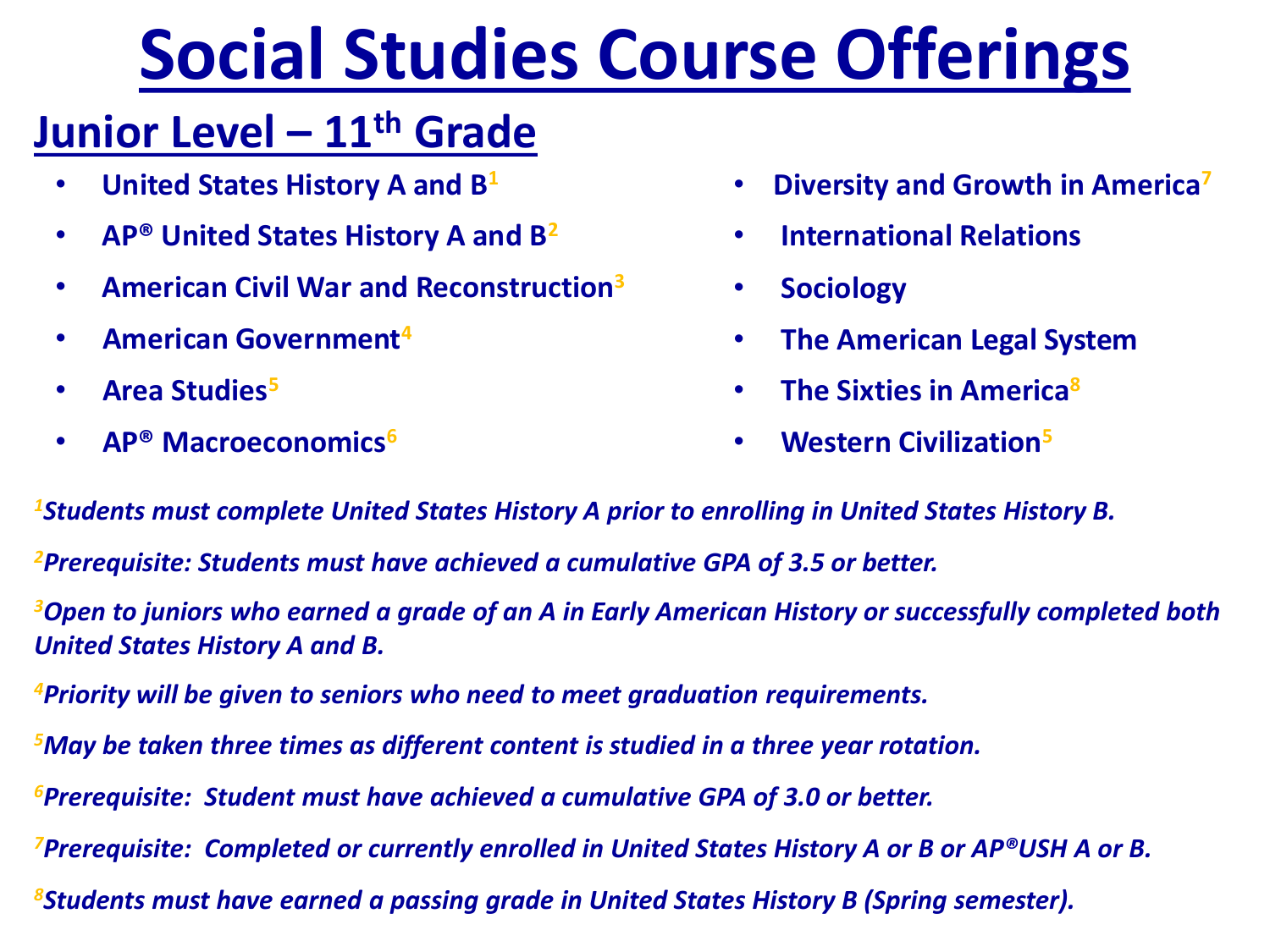# Social Studies Course Offerings

## Junior Level – 11th Grade

- United States History A and B[1]
- AP® United States History A and B[2]
- American Civil War and Reconstruction[3]
- American Government[4]
- Area Studies[5]
- AP® Macroeconomics[6]
- Diversity and Growth in America[7]
- International Relations
- Sociology
- The American Legal System
- The Sixties in America[8]
- Western Civilization[5]

*[1]Students must complete United States History A prior to enrolling in United States History B.*

*[2]Prerequisite: Students must have achieved a cumulative GPA of 3.5 or better.*

*[3]Open to juniors who earned a grade of an A in Early American History or successfully completed both United States History A and B.*

*[4]Priority will be given to seniors who need to meet graduation requirements.*

*[5]May be taken three times as different content is studied in a three year rotation.*

*[6]Prerequisite: Student must have achieved a cumulative GPA of 3.0 or better.*

*[7]Prerequisite: Completed or currently enrolled in United States History A or B or AP®USH A or B.*

*[8]Students must have earned a passing grade in United States History B (Spring semester).*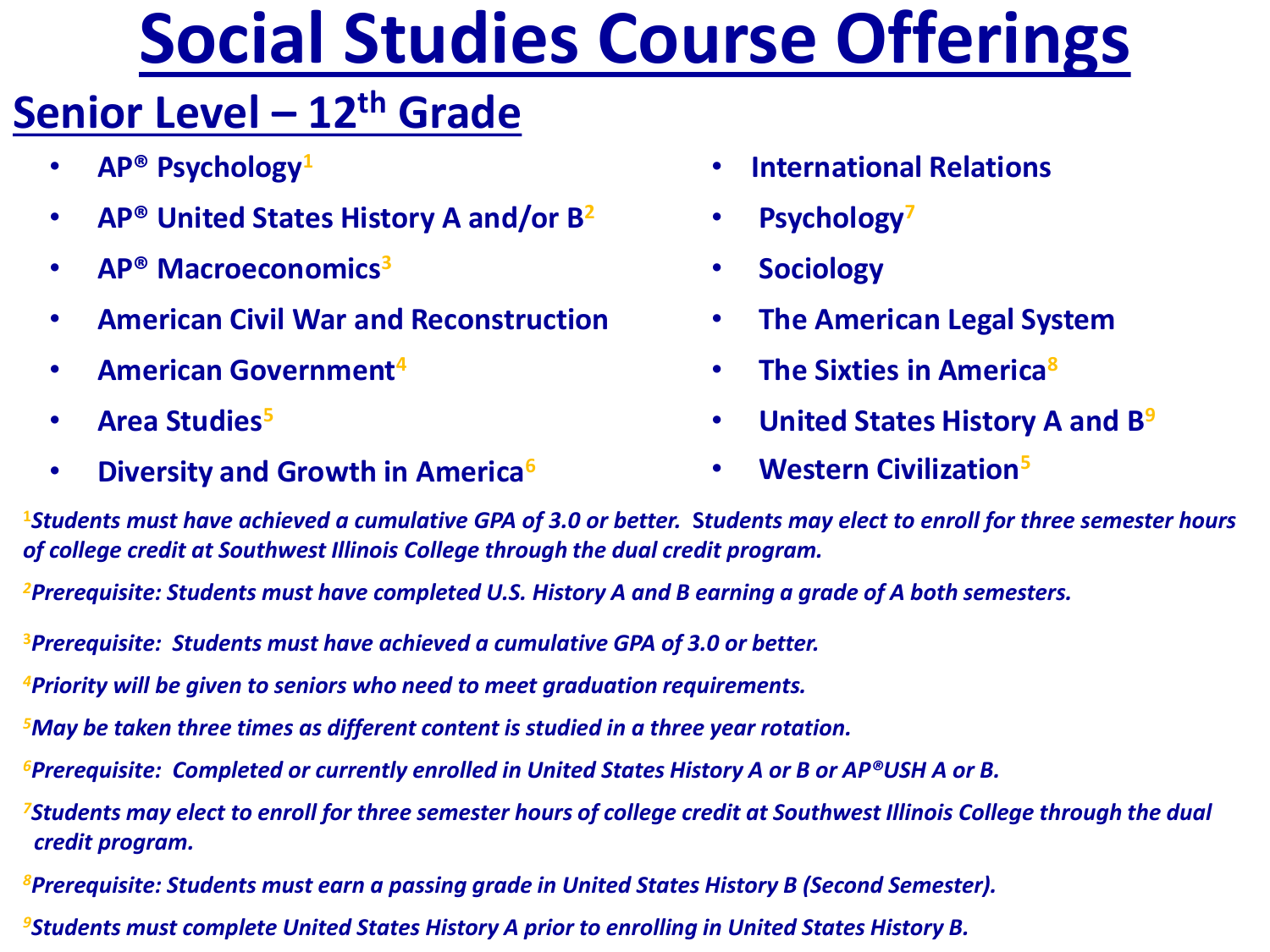# Social Studies Course Offerings

## Senior Level – 12th Grade

- AP® Psychology[1]
- AP® United States History A and/or B[2]
- AP® Macroeconomics[3]
- American Civil War and Reconstruction
- American Government[4]
- Area Studies[5]
- Diversity and Growth in America[6]
- International Relations
- Psychology[7]
- Sociology
- The American Legal System
- The Sixties in America[8]
- United States History A and B[9]
- Western Civilization[5]

*[1]Students must have achieved a cumulative GPA of 3.0 or better. Students may elect to enroll for three semester hours of college credit at Southwest Illinois College through the dual credit program.*

*[2]Prerequisite: Students must have completed U.S. History A and B earning a grade of A both semesters.*

*[3]Prerequisite: Students must have achieved a cumulative GPA of 3.0 or better.*

*[4]Priority will be given to seniors who need to meet graduation requirements.*

*[5]May be taken three times as different content is studied in a three year rotation.*

*[6]Prerequisite: Completed or currently enrolled in United States History A or B or AP®USH A or B.*

*[7]Students may elect to enroll for three semester hours of college credit at Southwest Illinois College through the dual credit program.*

*[8]Prerequisite: Students must earn a passing grade in United States History B (Second Semester).*

*[9]Students must complete United States History A prior to enrolling in United States History B.*